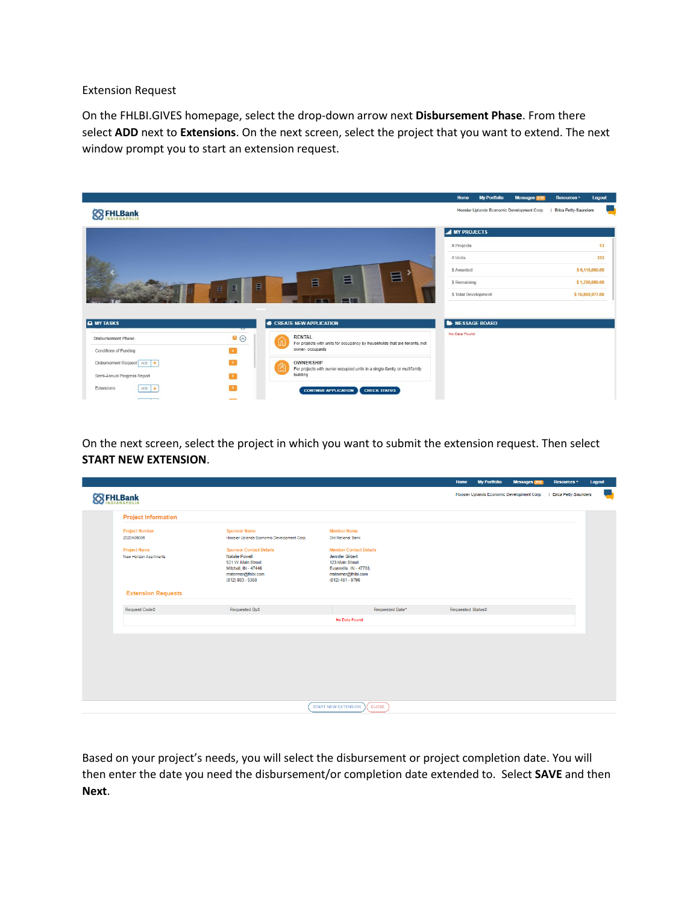Extension Request

On the FHLBI.GIVES homepage, select the drop-down arrow next **Disbursement Phase**. From there select **ADD** next to **Extensions**. On the next screen, select the project that you want to extend. The next window prompt you to start an extension request.

On the next screen, select the project in which you want to submit the extension request. Then select **START NEW EXTENSION**.

Based on your project's needs, you will select the disbursement or project completion date. You will then enter the date you need the disbursement/or completion date extended to. Select **SAVE** and then **Next**.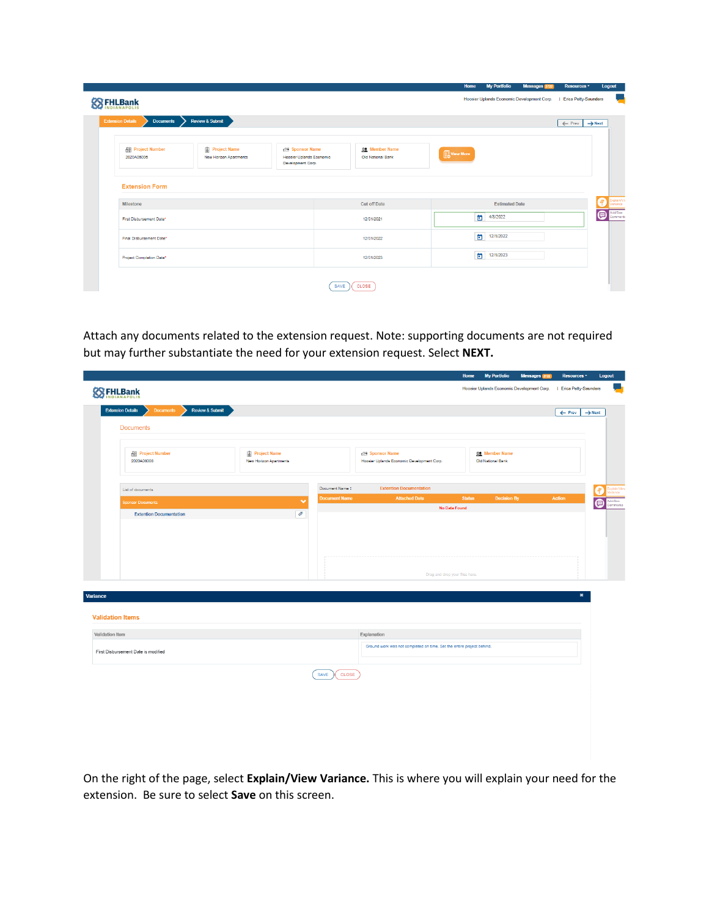Attach any documents related to the extension request. Note: supporting documents are not required but may further substantiate the need for your extension request. Select **NEXT.**

On the right of the page, select **Explain/View Variance.** This is where you will explain your need for the extension. Be sure to select **Save** on this screen.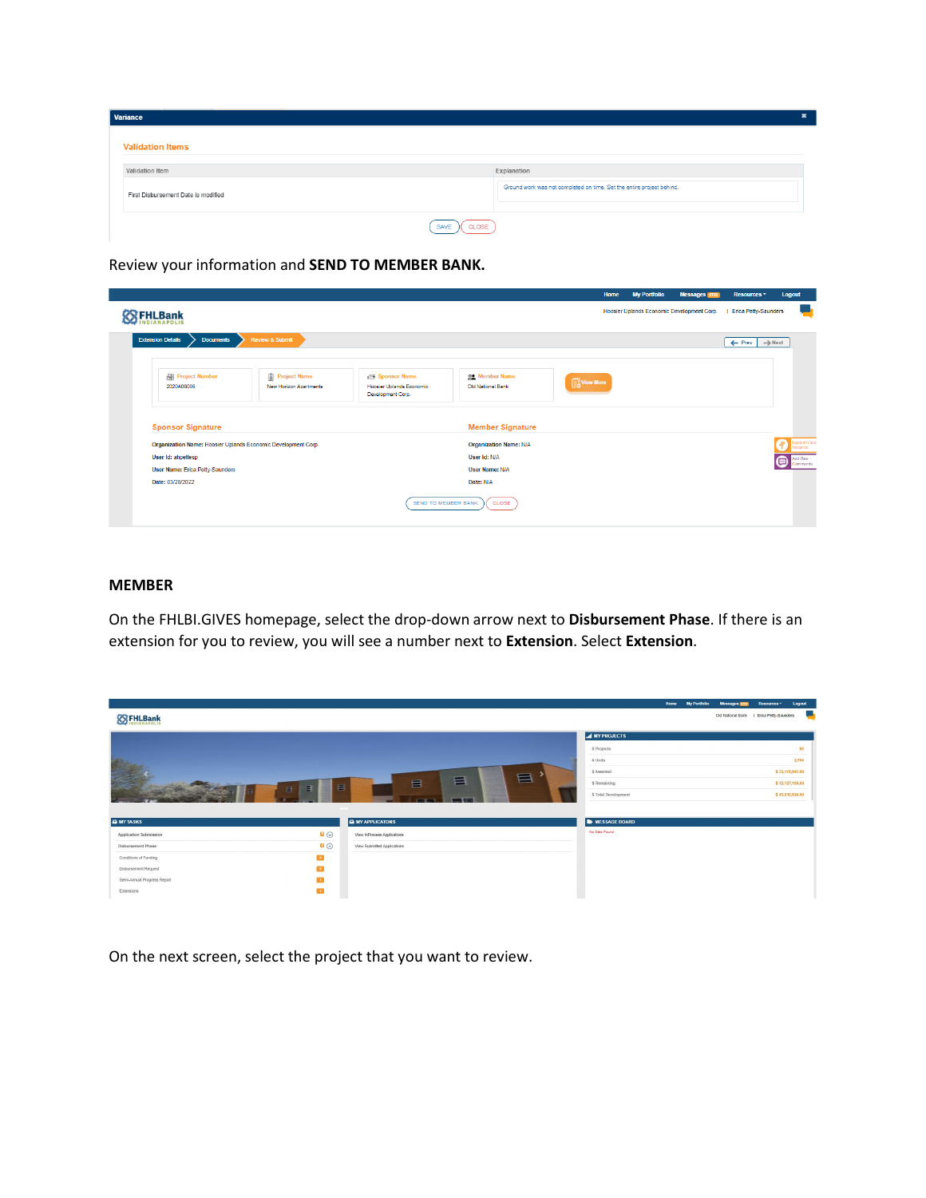Review your information and **SEND TO MEMBER BANK.**

## MEMBER

On the FHLBI.GIVES homepage, select the drop-down arrow next to **Disbursement Phase**. If there is an extension for you to review, you will see a number next to **Extension**. Select **Extension**.

On the next screen, select the project that you want to review.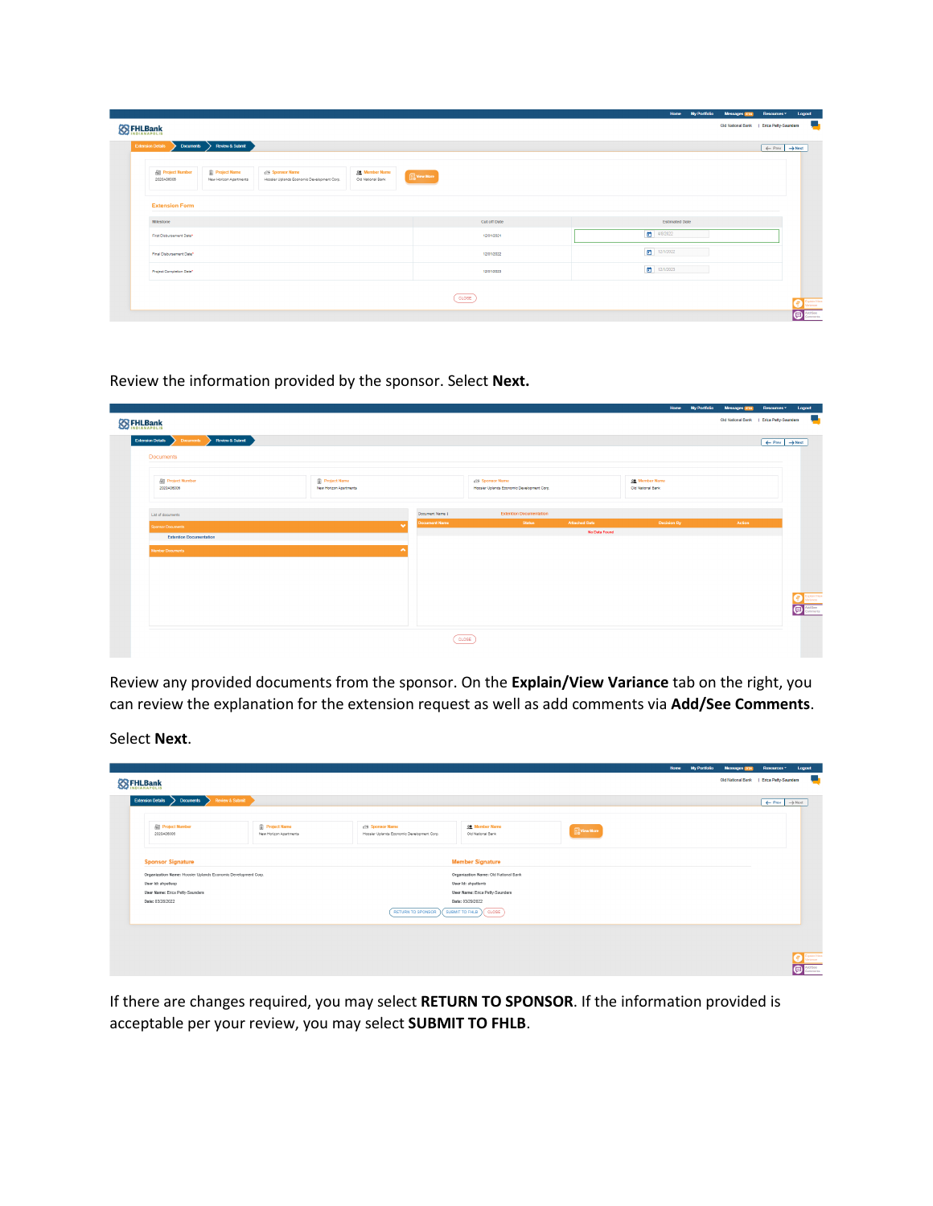Review the information provided by the sponsor. Select **Next.**

Review any provided documents from the sponsor. On the **Explain/View Variance** tab on the right, you can review the explanation for the extension request as well as add comments via **Add/See Comments**.

Select **Next**.

If there are changes required, you may select **RETURN TO SPONSOR**. If the information provided is acceptable per your review, you may select **SUBMIT TO FHLB**.